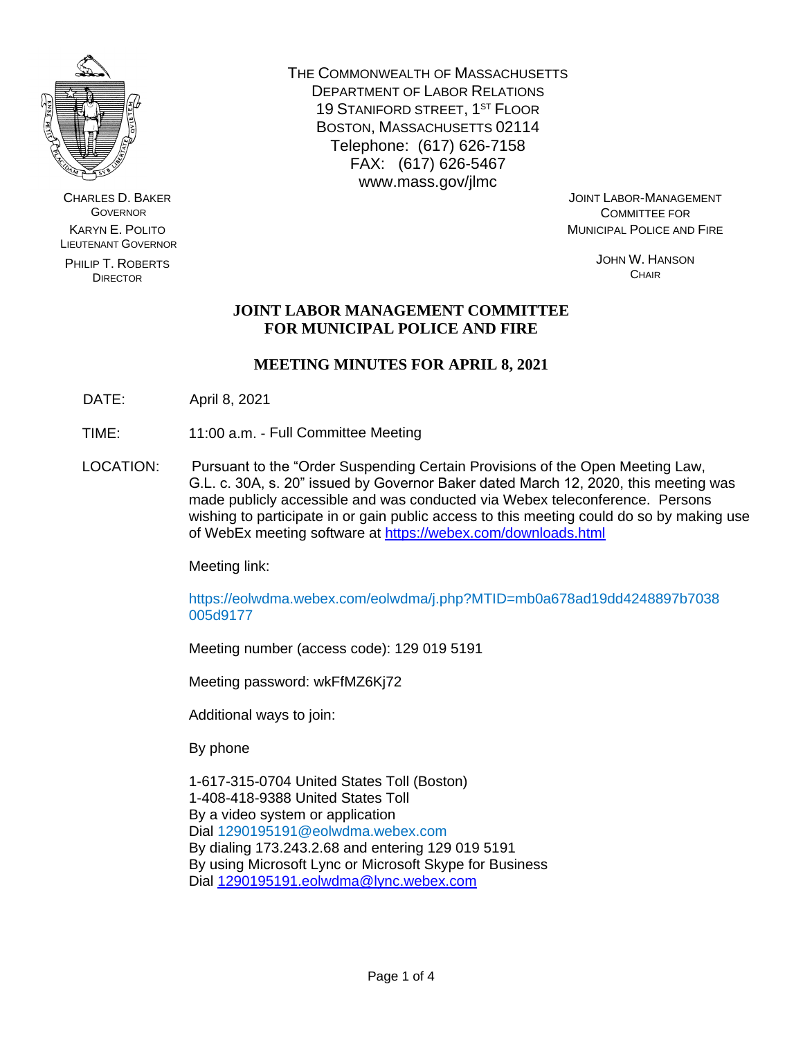THE COMMONWEALTH OF MASSACHUSETTS
DEPARTMENT OF LABOR RELATIONS
19 STANIFORD STREET, 1ST FLOOR
BOSTON, MASSACHUSETTS 02114
Telephone: (617) 626-7158
FAX: (617) 626-5467
www.mass.gov/jlmc

CHARLES D. BAKER
GOVERNOR

KARYN E. POLITO
LIEUTENANT GOVERNOR

PHILIP T. ROBERTS
DIRECTOR

JOINT LABOR-MANAGEMENT
COMMITTEE FOR
MUNICIPAL POLICE AND FIRE

JOHN W. HANSON
CHAIR

# JOINT LABOR MANAGEMENT COMMITTEE FOR MUNICIPAL POLICE AND FIRE

## MEETING MINUTES FOR APRIL 8, 2021

DATE: April 8, 2021

TIME: 11:00 a.m. - Full Committee Meeting

LOCATION: Pursuant to the "Order Suspending Certain Provisions of the Open Meeting Law, G.L. c. 30A, s. 20" issued by Governor Baker dated March 12, 2020, this meeting was made publicly accessible and was conducted via Webex teleconference. Persons wishing to participate in or gain public access to this meeting could do so by making use of WebEx meeting software at https://webex.com/downloads.html

Meeting link:

https://eolwdma.webex.com/eolwdma/j.php?MTID=mb0a678ad19dd4248897b7038005d9177

Meeting number (access code): 129 019 5191

Meeting password: wkFfMZ6Kj72

Additional ways to join:

By phone

1-617-315-0704 United States Toll (Boston)
1-408-418-9388 United States Toll
By a video system or application
Dial 1290195191@eolwdma.webex.com
By dialing 173.243.2.68 and entering 129 019 5191
By using Microsoft Lync or Microsoft Skype for Business
Dial 1290195191.eolwdma@lync.webex.com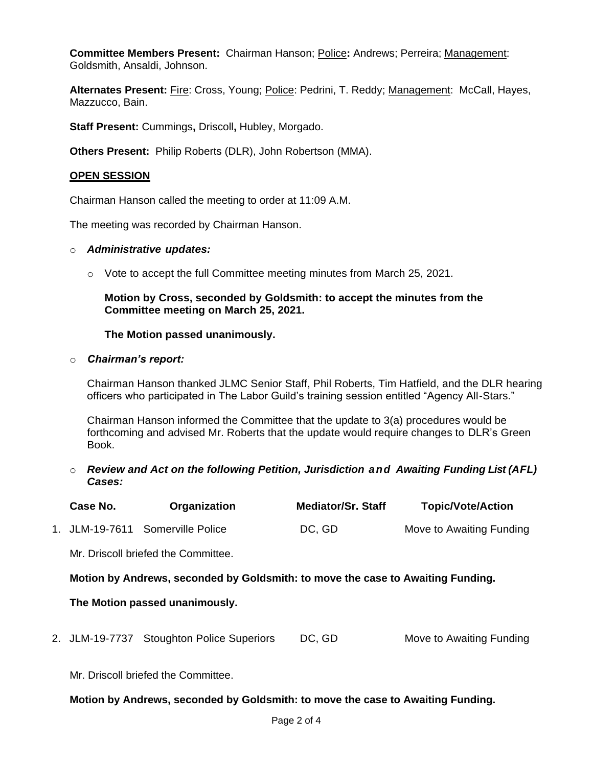**Committee Members Present:** Chairman Hanson; Police**:** Andrews; Perreira; Management: Goldsmith, Ansaldi, Johnson.

**Alternates Present:** Fire: Cross, Young; Police: Pedrini, T. Reddy; Management: McCall, Hayes, Mazzucco, Bain.

**Staff Present:** Cummings**,** Driscoll**,** Hubley, Morgado.

**Others Present:** Philip Roberts (DLR), John Robertson (MMA).

**OPEN SESSION**

Chairman Hanson called the meeting to order at 11:09 A.M.

The meeting was recorded by Chairman Hanson.

- ***Administrative updates:***
  - Vote to accept the full Committee meeting minutes from March 25, 2021.

    **Motion by Cross, seconded by Goldsmith: to accept the minutes from the Committee meeting on March 25, 2021.**

    **The Motion passed unanimously.**

- ***Chairman's report:***

  Chairman Hanson thanked JLMC Senior Staff, Phil Roberts, Tim Hatfield, and the DLR hearing officers who participated in The Labor Guild's training session entitled "Agency All-Stars."

  Chairman Hanson informed the Committee that the update to 3(a) procedures would be forthcoming and advised Mr. Roberts that the update would require changes to DLR's Green Book.

- ***Review and Act on the following Petition, Jurisdiction and Awaiting Funding List (AFL) Cases:***

| | Case No. | Organization | Mediator/Sr. Staff | Topic/Vote/Action |
|---|---|---|---|---|
| 1. | JLM-19-7611 | Somerville Police | DC, GD | Move to Awaiting Funding |

Mr. Driscoll briefed the Committee.

**Motion by Andrews, seconded by Goldsmith: to move the case to Awaiting Funding.**

**The Motion passed unanimously.**

| | Case No. | Organization | Mediator/Sr. Staff | Topic/Vote/Action |
|---|---|---|---|---|
| 2. | JLM-19-7737 | Stoughton Police Superiors | DC, GD | Move to Awaiting Funding |

Mr. Driscoll briefed the Committee.

**Motion by Andrews, seconded by Goldsmith: to move the case to Awaiting Funding.**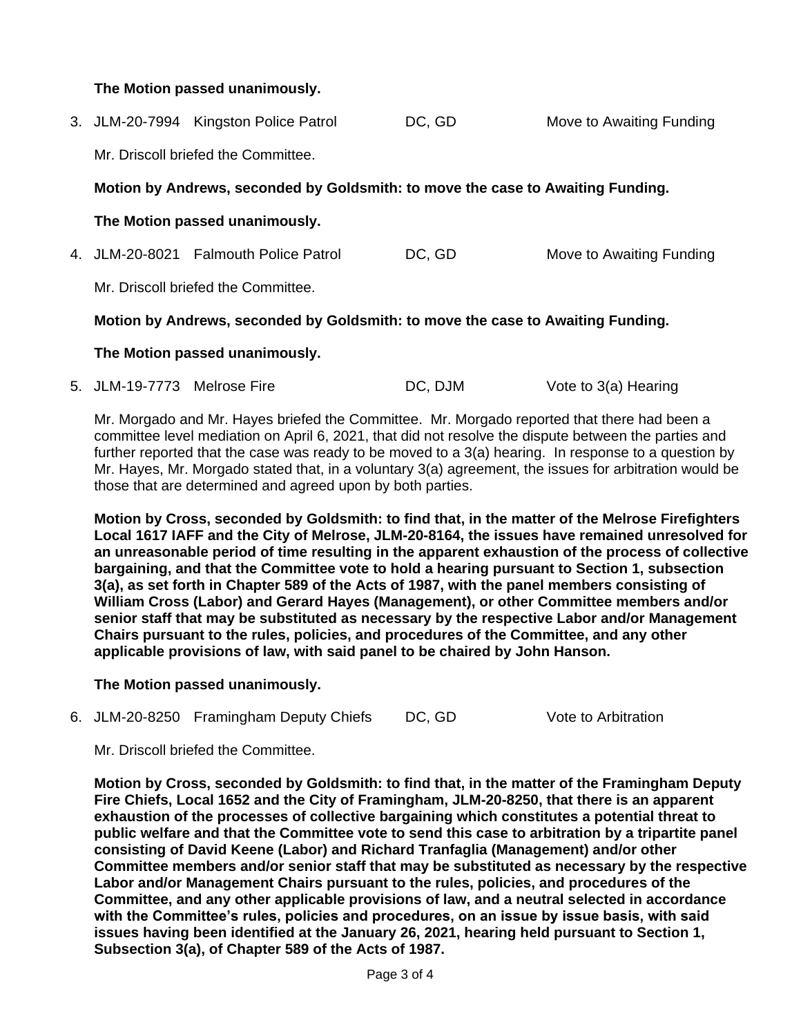**The Motion passed unanimously.**

3. JLM-20-7994 Kingston Police Patrol DC, GD Move to Awaiting Funding

   Mr. Driscoll briefed the Committee.

   **Motion by Andrews, seconded by Goldsmith: to move the case to Awaiting Funding.**

   **The Motion passed unanimously.**

4. JLM-20-8021 Falmouth Police Patrol DC, GD Move to Awaiting Funding

   Mr. Driscoll briefed the Committee.

   **Motion by Andrews, seconded by Goldsmith: to move the case to Awaiting Funding.**

   **The Motion passed unanimously.**

5. JLM-19-7773 Melrose Fire DC, DJM Vote to 3(a) Hearing

   Mr. Morgado and Mr. Hayes briefed the Committee. Mr. Morgado reported that there had been a committee level mediation on April 6, 2021, that did not resolve the dispute between the parties and further reported that the case was ready to be moved to a 3(a) hearing. In response to a question by Mr. Hayes, Mr. Morgado stated that, in a voluntary 3(a) agreement, the issues for arbitration would be those that are determined and agreed upon by both parties.

   **Motion by Cross, seconded by Goldsmith: to find that, in the matter of the Melrose Firefighters Local 1617 IAFF and the City of Melrose, JLM-20-8164, the issues have remained unresolved for an unreasonable period of time resulting in the apparent exhaustion of the process of collective bargaining, and that the Committee vote to hold a hearing pursuant to Section 1, subsection 3(a), as set forth in Chapter 589 of the Acts of 1987, with the panel members consisting of William Cross (Labor) and Gerard Hayes (Management), or other Committee members and/or senior staff that may be substituted as necessary by the respective Labor and/or Management Chairs pursuant to the rules, policies, and procedures of the Committee, and any other applicable provisions of law, with said panel to be chaired by John Hanson.**

   **The Motion passed unanimously.**

6. JLM-20-8250 Framingham Deputy Chiefs DC, GD Vote to Arbitration

   Mr. Driscoll briefed the Committee.

   **Motion by Cross, seconded by Goldsmith: to find that, in the matter of the Framingham Deputy Fire Chiefs, Local 1652 and the City of Framingham, JLM-20-8250, that there is an apparent exhaustion of the processes of collective bargaining which constitutes a potential threat to public welfare and that the Committee vote to send this case to arbitration by a tripartite panel consisting of David Keene (Labor) and Richard Tranfaglia (Management) and/or other Committee members and/or senior staff that may be substituted as necessary by the respective Labor and/or Management Chairs pursuant to the rules, policies, and procedures of the Committee, and any other applicable provisions of law, and a neutral selected in accordance with the Committee's rules, policies and procedures, on an issue by issue basis, with said issues having been identified at the January 26, 2021, hearing held pursuant to Section 1, Subsection 3(a), of Chapter 589 of the Acts of 1987.**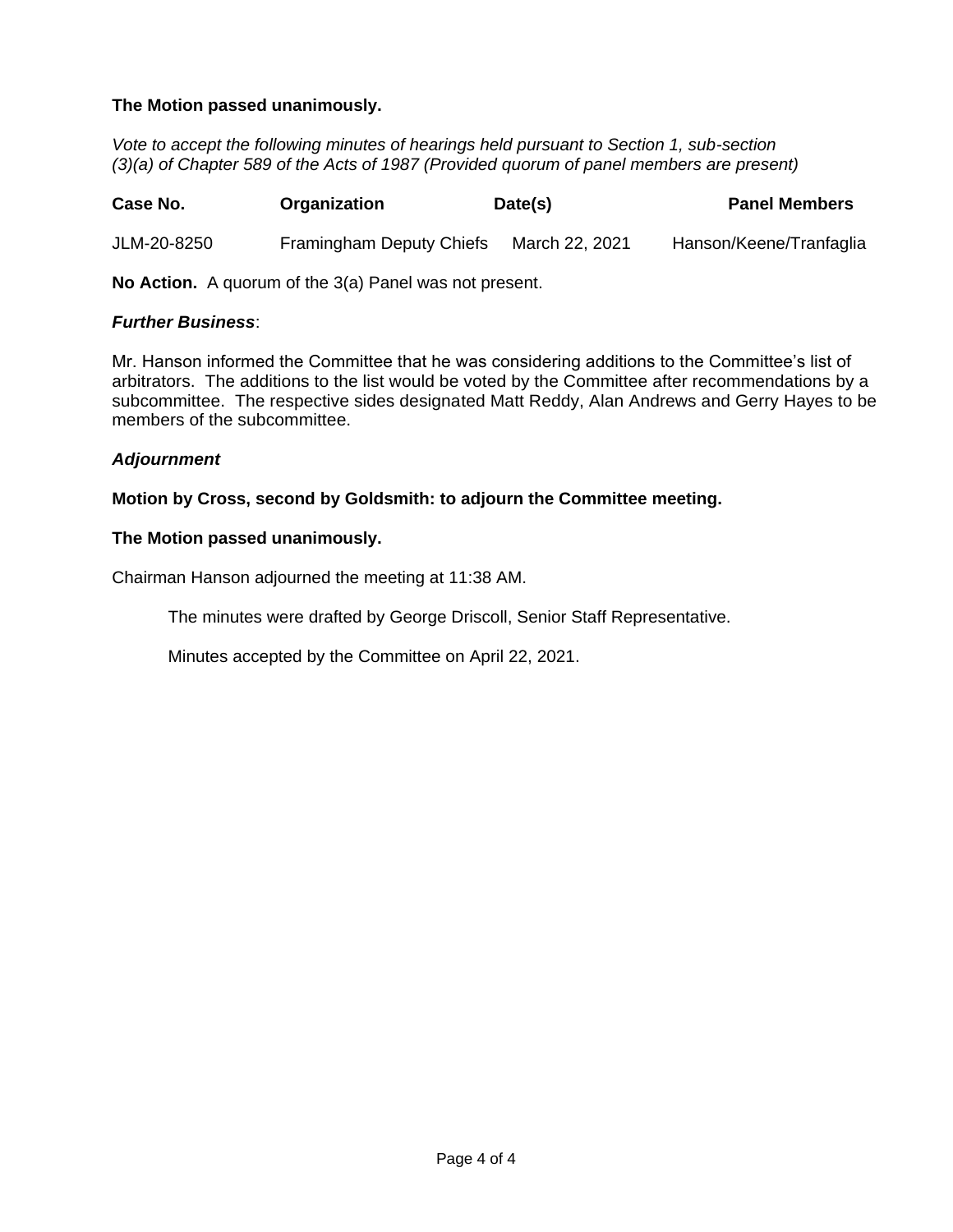**The Motion passed unanimously.**

*Vote to accept the following minutes of hearings held pursuant to Section 1, sub-section (3)(a) of Chapter 589 of the Acts of 1987 (Provided quorum of panel members are present)*

| Case No. | Organization | Date(s) | Panel Members |
|---|---|---|---|
| JLM-20-8250 | Framingham Deputy Chiefs | March 22, 2021 | Hanson/Keene/Tranfaglia |

**No Action.** A quorum of the 3(a) Panel was not present.

***Further Business***:

Mr. Hanson informed the Committee that he was considering additions to the Committee's list of arbitrators. The additions to the list would be voted by the Committee after recommendations by a subcommittee. The respective sides designated Matt Reddy, Alan Andrews and Gerry Hayes to be members of the subcommittee.

***Adjournment***

**Motion by Cross, second by Goldsmith: to adjourn the Committee meeting.**

**The Motion passed unanimously.**

Chairman Hanson adjourned the meeting at 11:38 AM.

The minutes were drafted by George Driscoll, Senior Staff Representative.

Minutes accepted by the Committee on April 22, 2021.